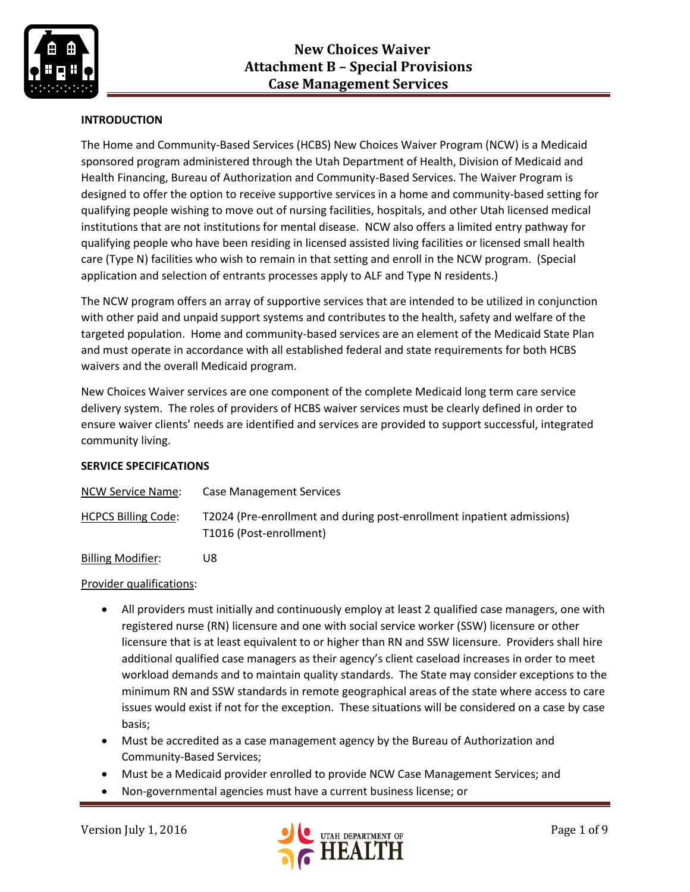# New Choices Waiver
# Attachment B – Special Provisions
# Case Management Services

**INTRODUCTION**

The Home and Community-Based Services (HCBS) New Choices Waiver Program (NCW) is a Medicaid sponsored program administered through the Utah Department of Health, Division of Medicaid and Health Financing, Bureau of Authorization and Community-Based Services. The Waiver Program is designed to offer the option to receive supportive services in a home and community-based setting for qualifying people wishing to move out of nursing facilities, hospitals, and other Utah licensed medical institutions that are not institutions for mental disease. NCW also offers a limited entry pathway for qualifying people who have been residing in licensed assisted living facilities or licensed small health care (Type N) facilities who wish to remain in that setting and enroll in the NCW program. (Special application and selection of entrants processes apply to ALF and Type N residents.)

The NCW program offers an array of supportive services that are intended to be utilized in conjunction with other paid and unpaid support systems and contributes to the health, safety and welfare of the targeted population. Home and community-based services are an element of the Medicaid State Plan and must operate in accordance with all established federal and state requirements for both HCBS waivers and the overall Medicaid program.

New Choices Waiver services are one component of the complete Medicaid long term care service delivery system. The roles of providers of HCBS waiver services must be clearly defined in order to ensure waiver clients' needs are identified and services are provided to support successful, integrated community living.

**SERVICE SPECIFICATIONS**

NCW Service Name: Case Management Services

HCPCS Billing Code: T2024 (Pre-enrollment and during post-enrollment inpatient admissions)
T1016 (Post-enrollment)

Billing Modifier: U8

Provider qualifications:

- All providers must initially and continuously employ at least 2 qualified case managers, one with registered nurse (RN) licensure and one with social service worker (SSW) licensure or other licensure that is at least equivalent to or higher than RN and SSW licensure. Providers shall hire additional qualified case managers as their agency's client caseload increases in order to meet workload demands and to maintain quality standards. The State may consider exceptions to the minimum RN and SSW standards in remote geographical areas of the state where access to care issues would exist if not for the exception. These situations will be considered on a case by case basis;
- Must be accredited as a case management agency by the Bureau of Authorization and Community-Based Services;
- Must be a Medicaid provider enrolled to provide NCW Case Management Services; and
- Non-governmental agencies must have a current business license; or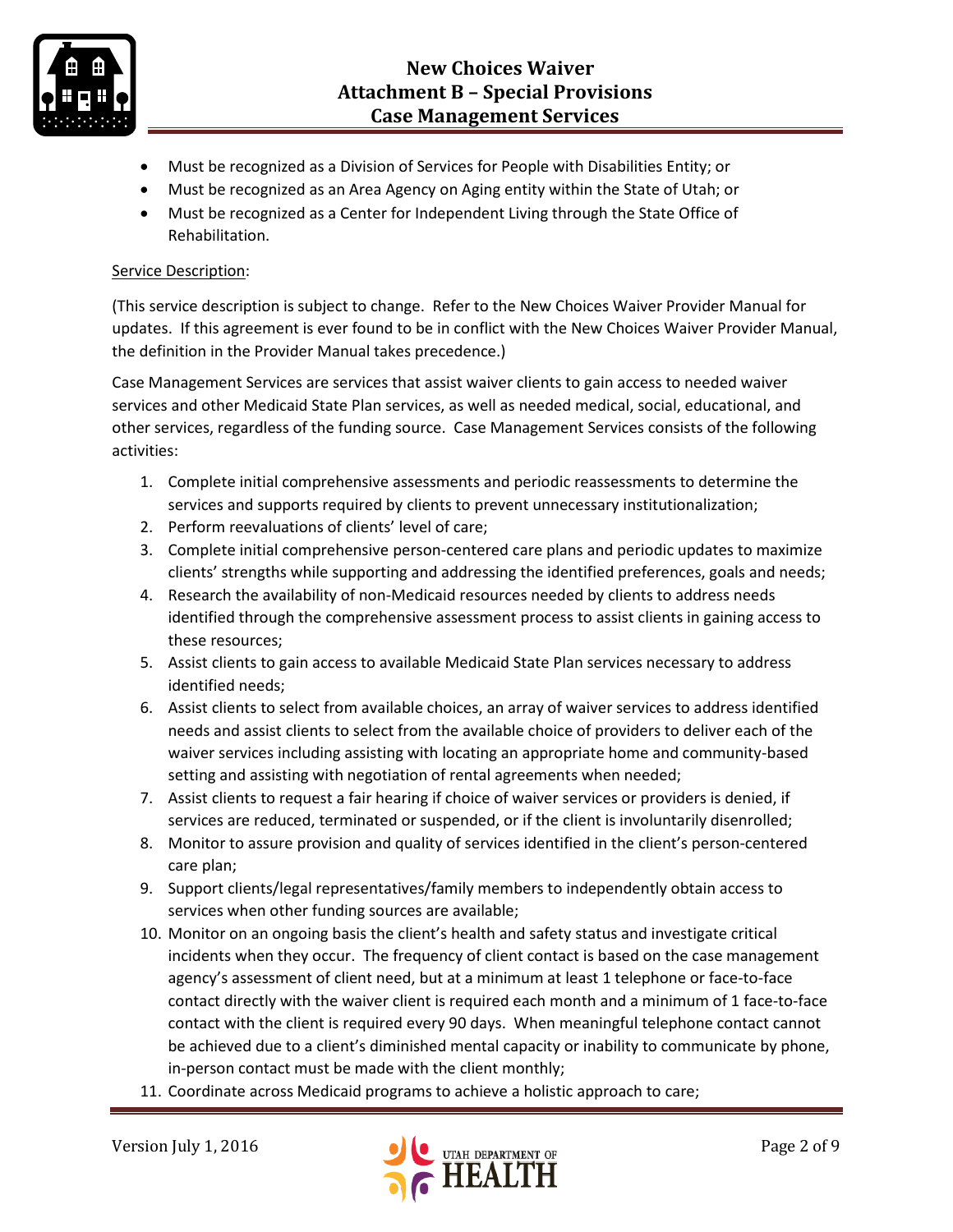- Must be recognized as a Division of Services for People with Disabilities Entity; or
- Must be recognized as an Area Agency on Aging entity within the State of Utah; or
- Must be recognized as a Center for Independent Living through the State Office of Rehabilitation.

Service Description:

(This service description is subject to change. Refer to the New Choices Waiver Provider Manual for updates. If this agreement is ever found to be in conflict with the New Choices Waiver Provider Manual, the definition in the Provider Manual takes precedence.)

Case Management Services are services that assist waiver clients to gain access to needed waiver services and other Medicaid State Plan services, as well as needed medical, social, educational, and other services, regardless of the funding source. Case Management Services consists of the following activities:

1. Complete initial comprehensive assessments and periodic reassessments to determine the services and supports required by clients to prevent unnecessary institutionalization;
2. Perform reevaluations of clients' level of care;
3. Complete initial comprehensive person-centered care plans and periodic updates to maximize clients' strengths while supporting and addressing the identified preferences, goals and needs;
4. Research the availability of non-Medicaid resources needed by clients to address needs identified through the comprehensive assessment process to assist clients in gaining access to these resources;
5. Assist clients to gain access to available Medicaid State Plan services necessary to address identified needs;
6. Assist clients to select from available choices, an array of waiver services to address identified needs and assist clients to select from the available choice of providers to deliver each of the waiver services including assisting with locating an appropriate home and community-based setting and assisting with negotiation of rental agreements when needed;
7. Assist clients to request a fair hearing if choice of waiver services or providers is denied, if services are reduced, terminated or suspended, or if the client is involuntarily disenrolled;
8. Monitor to assure provision and quality of services identified in the client's person-centered care plan;
9. Support clients/legal representatives/family members to independently obtain access to services when other funding sources are available;
10. Monitor on an ongoing basis the client's health and safety status and investigate critical incidents when they occur. The frequency of client contact is based on the case management agency's assessment of client need, but at a minimum at least 1 telephone or face-to-face contact directly with the waiver client is required each month and a minimum of 1 face-to-face contact with the client is required every 90 days. When meaningful telephone contact cannot be achieved due to a client's diminished mental capacity or inability to communicate by phone, in-person contact must be made with the client monthly;
11. Coordinate across Medicaid programs to achieve a holistic approach to care;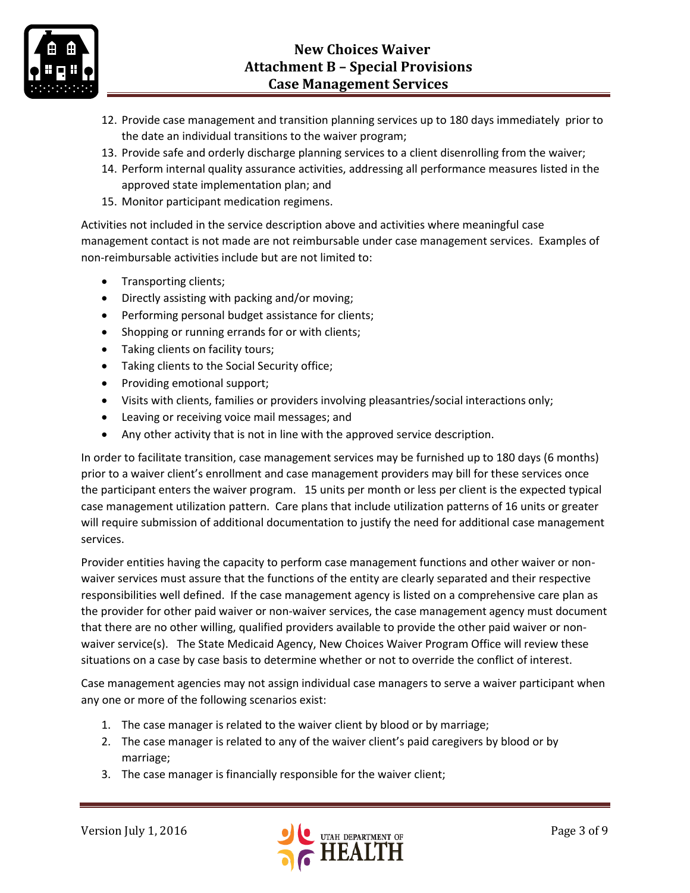12. Provide case management and transition planning services up to 180 days immediately prior to the date an individual transitions to the waiver program;
13. Provide safe and orderly discharge planning services to a client disenrolling from the waiver;
14. Perform internal quality assurance activities, addressing all performance measures listed in the approved state implementation plan; and
15. Monitor participant medication regimens.

Activities not included in the service description above and activities where meaningful case management contact is not made are not reimbursable under case management services. Examples of non-reimbursable activities include but are not limited to:

- Transporting clients;
- Directly assisting with packing and/or moving;
- Performing personal budget assistance for clients;
- Shopping or running errands for or with clients;
- Taking clients on facility tours;
- Taking clients to the Social Security office;
- Providing emotional support;
- Visits with clients, families or providers involving pleasantries/social interactions only;
- Leaving or receiving voice mail messages; and
- Any other activity that is not in line with the approved service description.

In order to facilitate transition, case management services may be furnished up to 180 days (6 months) prior to a waiver client's enrollment and case management providers may bill for these services once the participant enters the waiver program. 15 units per month or less per client is the expected typical case management utilization pattern. Care plans that include utilization patterns of 16 units or greater will require submission of additional documentation to justify the need for additional case management services.

Provider entities having the capacity to perform case management functions and other waiver or non-waiver services must assure that the functions of the entity are clearly separated and their respective responsibilities well defined. If the case management agency is listed on a comprehensive care plan as the provider for other paid waiver or non-waiver services, the case management agency must document that there are no other willing, qualified providers available to provide the other paid waiver or non-waiver service(s). The State Medicaid Agency, New Choices Waiver Program Office will review these situations on a case by case basis to determine whether or not to override the conflict of interest.

Case management agencies may not assign individual case managers to serve a waiver participant when any one or more of the following scenarios exist:

1. The case manager is related to the waiver client by blood or by marriage;
2. The case manager is related to any of the waiver client's paid caregivers by blood or by marriage;
3. The case manager is financially responsible for the waiver client;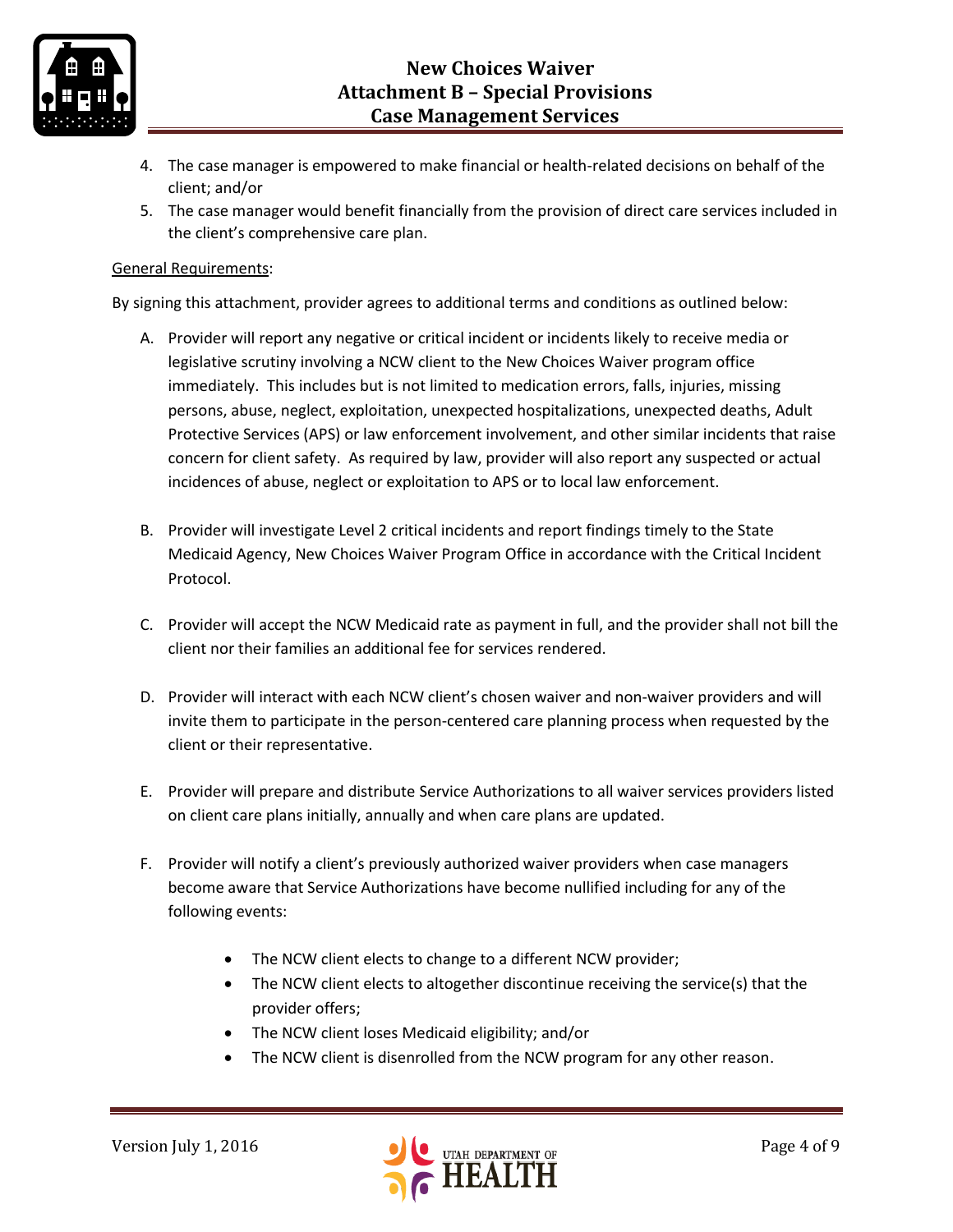4. The case manager is empowered to make financial or health-related decisions on behalf of the client; and/or
5. The case manager would benefit financially from the provision of direct care services included in the client's comprehensive care plan.

General Requirements:

By signing this attachment, provider agrees to additional terms and conditions as outlined below:

A. Provider will report any negative or critical incident or incidents likely to receive media or legislative scrutiny involving a NCW client to the New Choices Waiver program office immediately. This includes but is not limited to medication errors, falls, injuries, missing persons, abuse, neglect, exploitation, unexpected hospitalizations, unexpected deaths, Adult Protective Services (APS) or law enforcement involvement, and other similar incidents that raise concern for client safety. As required by law, provider will also report any suspected or actual incidences of abuse, neglect or exploitation to APS or to local law enforcement.

B. Provider will investigate Level 2 critical incidents and report findings timely to the State Medicaid Agency, New Choices Waiver Program Office in accordance with the Critical Incident Protocol.

C. Provider will accept the NCW Medicaid rate as payment in full, and the provider shall not bill the client nor their families an additional fee for services rendered.

D. Provider will interact with each NCW client's chosen waiver and non-waiver providers and will invite them to participate in the person-centered care planning process when requested by the client or their representative.

E. Provider will prepare and distribute Service Authorizations to all waiver services providers listed on client care plans initially, annually and when care plans are updated.

F. Provider will notify a client's previously authorized waiver providers when case managers become aware that Service Authorizations have become nullified including for any of the following events:

    - The NCW client elects to change to a different NCW provider;
    - The NCW client elects to altogether discontinue receiving the service(s) that the provider offers;
    - The NCW client loses Medicaid eligibility; and/or
    - The NCW client is disenrolled from the NCW program for any other reason.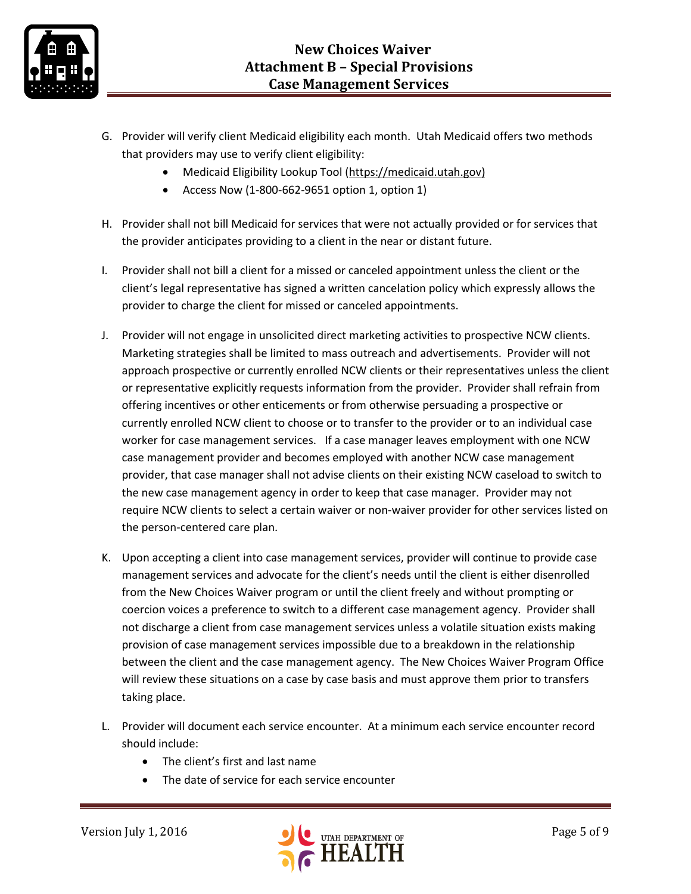G. Provider will verify client Medicaid eligibility each month. Utah Medicaid offers two methods that providers may use to verify client eligibility:
   - Medicaid Eligibility Lookup Tool (https://medicaid.utah.gov)
   - Access Now (1-800-662-9651 option 1, option 1)

H. Provider shall not bill Medicaid for services that were not actually provided or for services that the provider anticipates providing to a client in the near or distant future.

I. Provider shall not bill a client for a missed or canceled appointment unless the client or the client's legal representative has signed a written cancelation policy which expressly allows the provider to charge the client for missed or canceled appointments.

J. Provider will not engage in unsolicited direct marketing activities to prospective NCW clients. Marketing strategies shall be limited to mass outreach and advertisements. Provider will not approach prospective or currently enrolled NCW clients or their representatives unless the client or representative explicitly requests information from the provider. Provider shall refrain from offering incentives or other enticements or from otherwise persuading a prospective or currently enrolled NCW client to choose or to transfer to the provider or to an individual case worker for case management services. If a case manager leaves employment with one NCW case management provider and becomes employed with another NCW case management provider, that case manager shall not advise clients on their existing NCW caseload to switch to the new case management agency in order to keep that case manager. Provider may not require NCW clients to select a certain waiver or non-waiver provider for other services listed on the person-centered care plan.

K. Upon accepting a client into case management services, provider will continue to provide case management services and advocate for the client's needs until the client is either disenrolled from the New Choices Waiver program or until the client freely and without prompting or coercion voices a preference to switch to a different case management agency. Provider shall not discharge a client from case management services unless a volatile situation exists making provision of case management services impossible due to a breakdown in the relationship between the client and the case management agency. The New Choices Waiver Program Office will review these situations on a case by case basis and must approve them prior to transfers taking place.

L. Provider will document each service encounter. At a minimum each service encounter record should include:
   - The client's first and last name
   - The date of service for each service encounter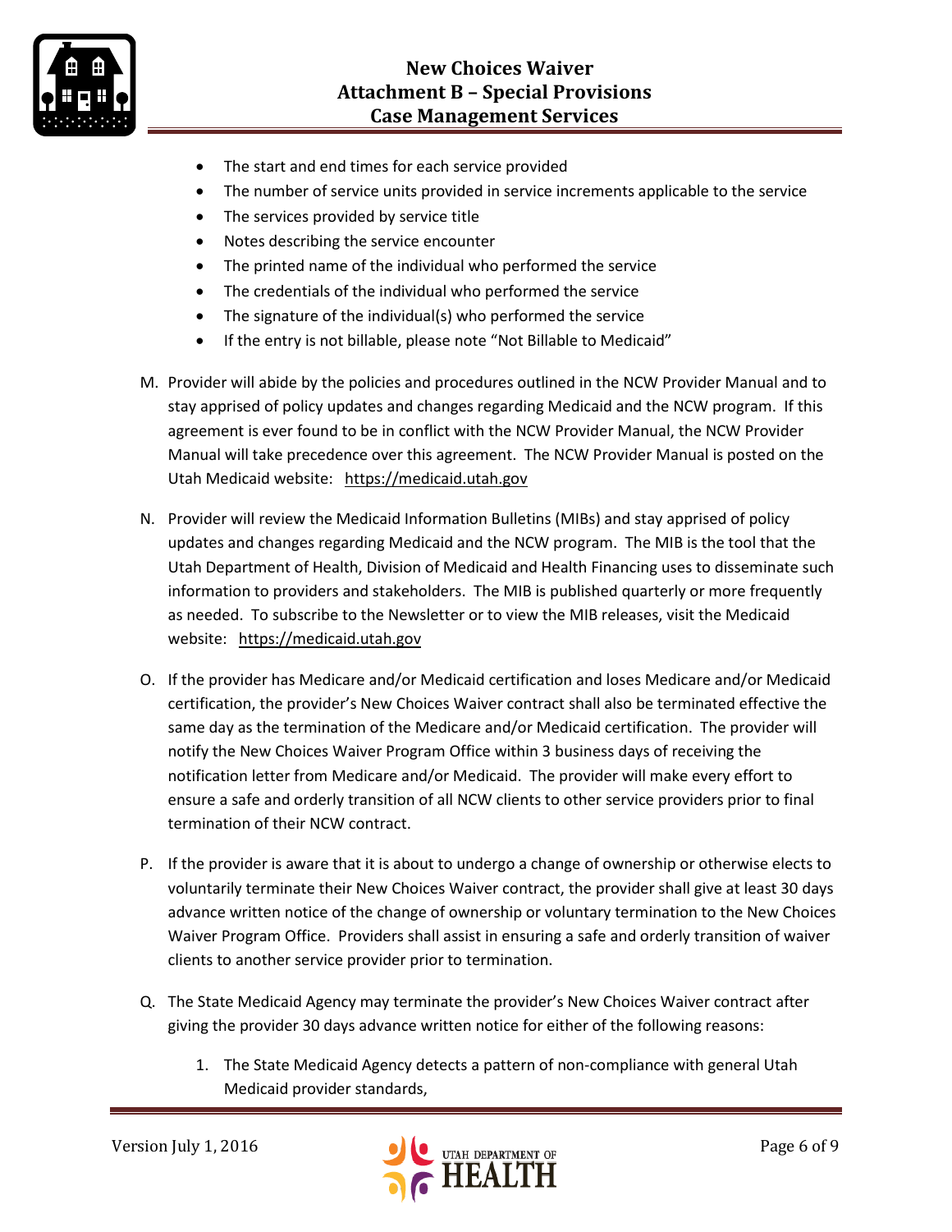- The start and end times for each service provided
- The number of service units provided in service increments applicable to the service
- The services provided by service title
- Notes describing the service encounter
- The printed name of the individual who performed the service
- The credentials of the individual who performed the service
- The signature of the individual(s) who performed the service
- If the entry is not billable, please note "Not Billable to Medicaid"

M. Provider will abide by the policies and procedures outlined in the NCW Provider Manual and to stay apprised of policy updates and changes regarding Medicaid and the NCW program. If this agreement is ever found to be in conflict with the NCW Provider Manual, the NCW Provider Manual will take precedence over this agreement. The NCW Provider Manual is posted on the Utah Medicaid website: https://medicaid.utah.gov

N. Provider will review the Medicaid Information Bulletins (MIBs) and stay apprised of policy updates and changes regarding Medicaid and the NCW program. The MIB is the tool that the Utah Department of Health, Division of Medicaid and Health Financing uses to disseminate such information to providers and stakeholders. The MIB is published quarterly or more frequently as needed. To subscribe to the Newsletter or to view the MIB releases, visit the Medicaid website: https://medicaid.utah.gov

O. If the provider has Medicare and/or Medicaid certification and loses Medicare and/or Medicaid certification, the provider's New Choices Waiver contract shall also be terminated effective the same day as the termination of the Medicare and/or Medicaid certification. The provider will notify the New Choices Waiver Program Office within 3 business days of receiving the notification letter from Medicare and/or Medicaid. The provider will make every effort to ensure a safe and orderly transition of all NCW clients to other service providers prior to final termination of their NCW contract.

P. If the provider is aware that it is about to undergo a change of ownership or otherwise elects to voluntarily terminate their New Choices Waiver contract, the provider shall give at least 30 days advance written notice of the change of ownership or voluntary termination to the New Choices Waiver Program Office. Providers shall assist in ensuring a safe and orderly transition of waiver clients to another service provider prior to termination.

Q. The State Medicaid Agency may terminate the provider's New Choices Waiver contract after giving the provider 30 days advance written notice for either of the following reasons:

   1. The State Medicaid Agency detects a pattern of non-compliance with general Utah Medicaid provider standards,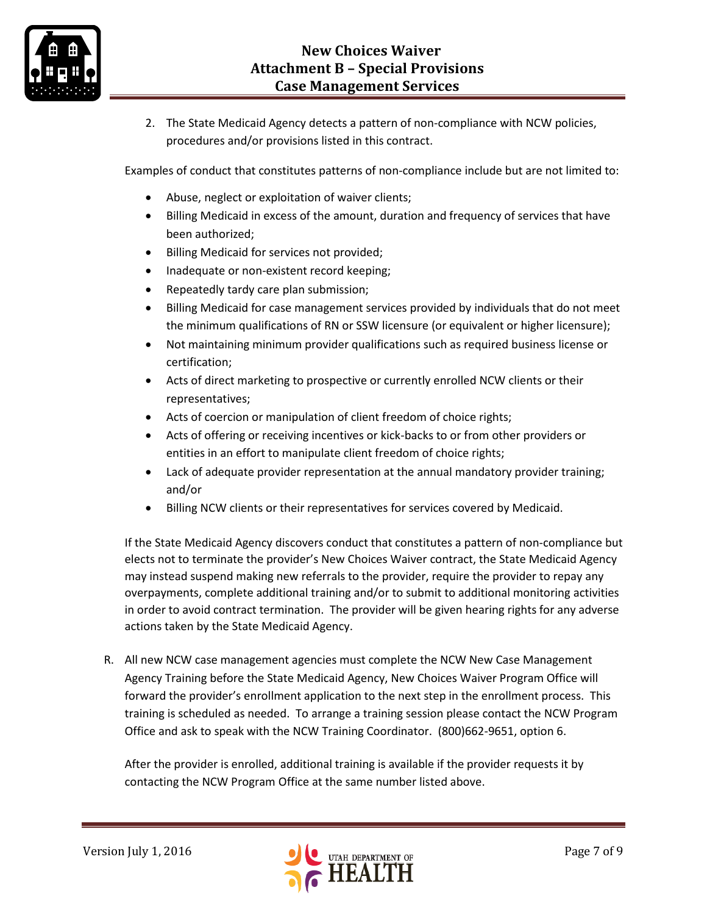2. The State Medicaid Agency detects a pattern of non-compliance with NCW policies, procedures and/or provisions listed in this contract.

Examples of conduct that constitutes patterns of non-compliance include but are not limited to:

- Abuse, neglect or exploitation of waiver clients;
- Billing Medicaid in excess of the amount, duration and frequency of services that have been authorized;
- Billing Medicaid for services not provided;
- Inadequate or non-existent record keeping;
- Repeatedly tardy care plan submission;
- Billing Medicaid for case management services provided by individuals that do not meet the minimum qualifications of RN or SSW licensure (or equivalent or higher licensure);
- Not maintaining minimum provider qualifications such as required business license or certification;
- Acts of direct marketing to prospective or currently enrolled NCW clients or their representatives;
- Acts of coercion or manipulation of client freedom of choice rights;
- Acts of offering or receiving incentives or kick-backs to or from other providers or entities in an effort to manipulate client freedom of choice rights;
- Lack of adequate provider representation at the annual mandatory provider training; and/or
- Billing NCW clients or their representatives for services covered by Medicaid.

If the State Medicaid Agency discovers conduct that constitutes a pattern of non-compliance but elects not to terminate the provider's New Choices Waiver contract, the State Medicaid Agency may instead suspend making new referrals to the provider, require the provider to repay any overpayments, complete additional training and/or to submit to additional monitoring activities in order to avoid contract termination. The provider will be given hearing rights for any adverse actions taken by the State Medicaid Agency.

R. All new NCW case management agencies must complete the NCW New Case Management Agency Training before the State Medicaid Agency, New Choices Waiver Program Office will forward the provider's enrollment application to the next step in the enrollment process. This training is scheduled as needed. To arrange a training session please contact the NCW Program Office and ask to speak with the NCW Training Coordinator. (800)662-9651, option 6.

   After the provider is enrolled, additional training is available if the provider requests it by contacting the NCW Program Office at the same number listed above.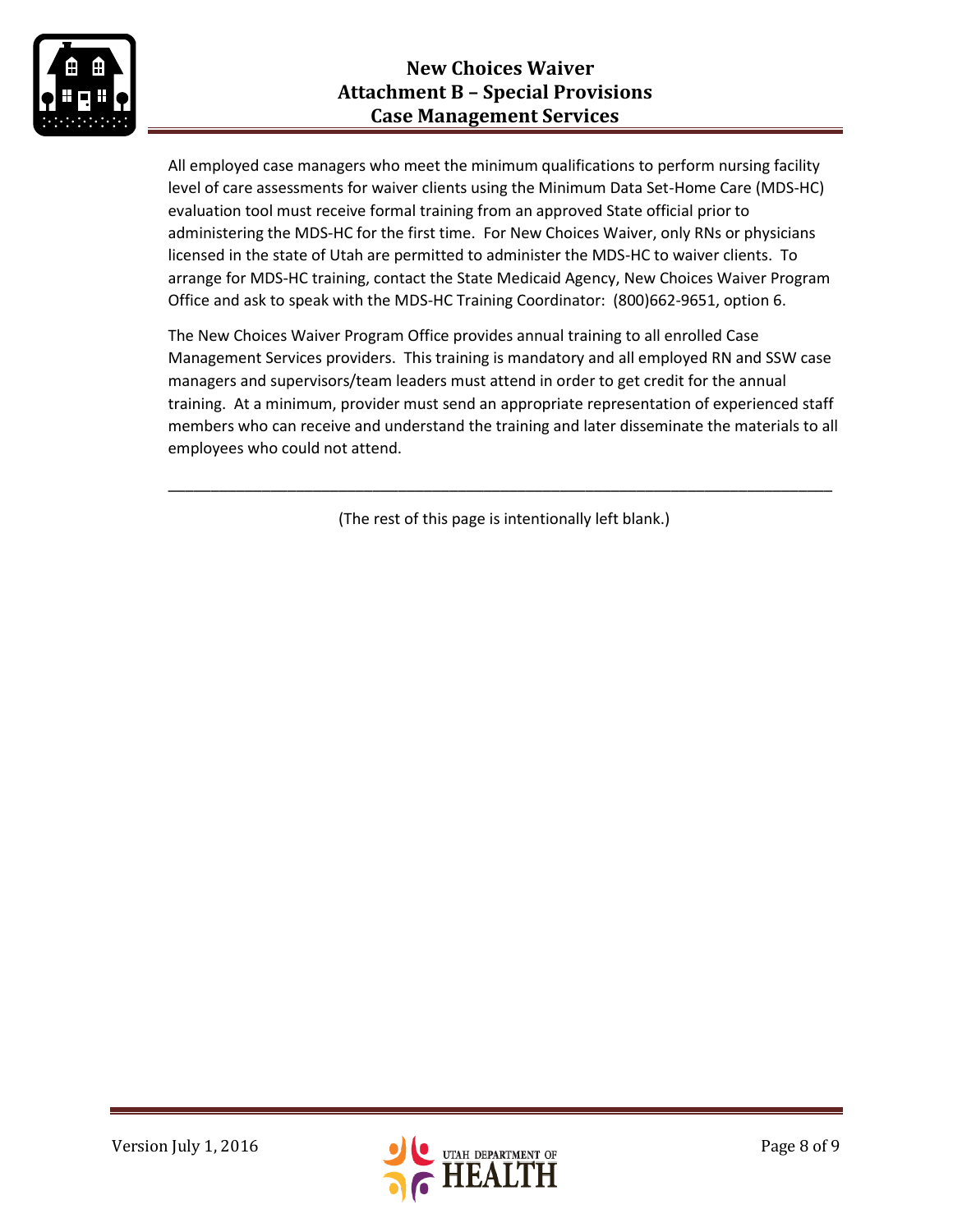All employed case managers who meet the minimum qualifications to perform nursing facility level of care assessments for waiver clients using the Minimum Data Set-Home Care (MDS-HC) evaluation tool must receive formal training from an approved State official prior to administering the MDS-HC for the first time. For New Choices Waiver, only RNs or physicians licensed in the state of Utah are permitted to administer the MDS-HC to waiver clients. To arrange for MDS-HC training, contact the State Medicaid Agency, New Choices Waiver Program Office and ask to speak with the MDS-HC Training Coordinator: (800)662-9651, option 6.

The New Choices Waiver Program Office provides annual training to all enrolled Case Management Services providers. This training is mandatory and all employed RN and SSW case managers and supervisors/team leaders must attend in order to get credit for the annual training. At a minimum, provider must send an appropriate representation of experienced staff members who can receive and understand the training and later disseminate the materials to all employees who could not attend.

---

(The rest of this page is intentionally left blank.)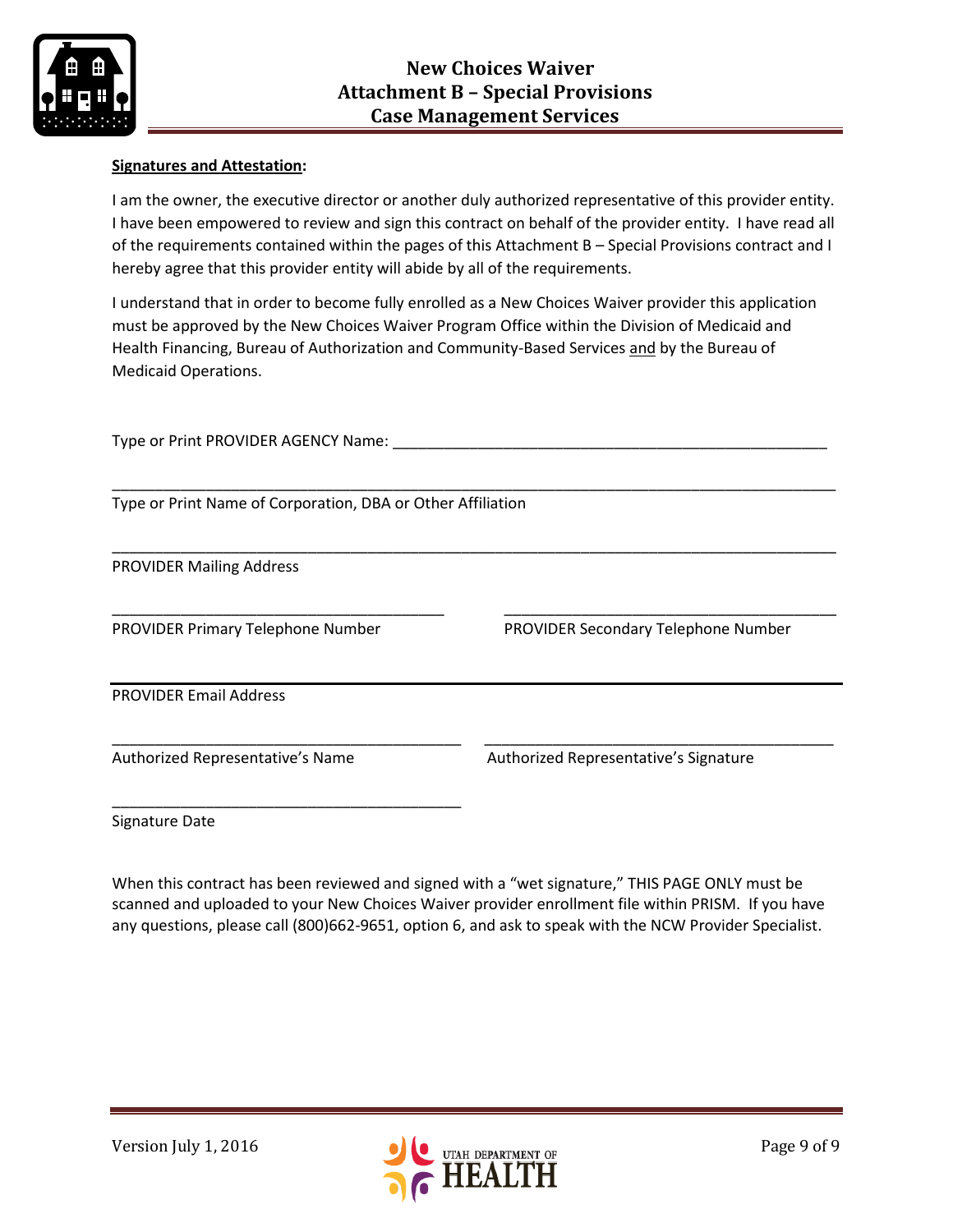**Signatures and Attestation:**

I am the owner, the executive director or another duly authorized representative of this provider entity. I have been empowered to review and sign this contract on behalf of the provider entity. I have read all of the requirements contained within the pages of this Attachment B – Special Provisions contract and I hereby agree that this provider entity will abide by all of the requirements.

I understand that in order to become fully enrolled as a New Choices Waiver provider this application must be approved by the New Choices Waiver Program Office within the Division of Medicaid and Health Financing, Bureau of Authorization and Community-Based Services and by the Bureau of Medicaid Operations.

Type or Print PROVIDER AGENCY Name: ____________________________________________________

______________________________________________________________________________
Type or Print Name of Corporation, DBA or Other Affiliation

______________________________________________________________________________
PROVIDER Mailing Address

______________________________________ ______________________________________
PROVIDER Primary Telephone Number PROVIDER Secondary Telephone Number

______________________________________________________________________________
PROVIDER Email Address

______________________________________ ______________________________________
Authorized Representative's Name Authorized Representative's Signature

______________________________________
Signature Date

When this contract has been reviewed and signed with a "wet signature," THIS PAGE ONLY must be scanned and uploaded to your New Choices Waiver provider enrollment file within PRISM. If you have any questions, please call (800)662-9651, option 6, and ask to speak with the NCW Provider Specialist.